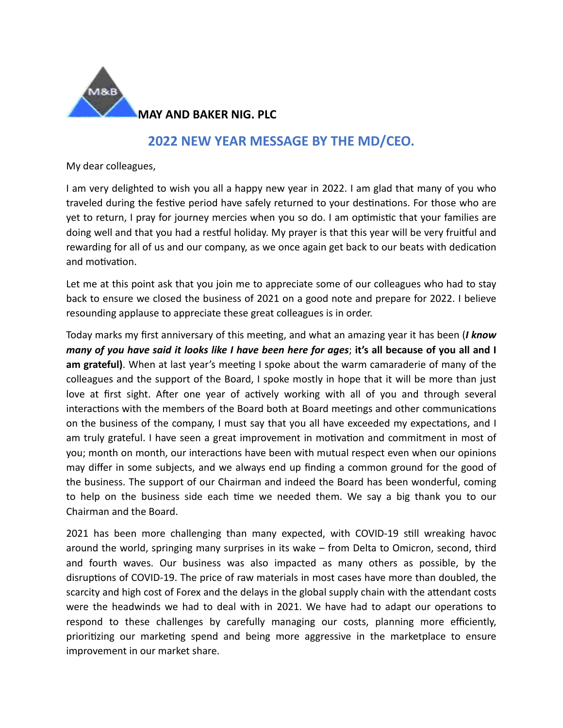**MAY AND BAKER NIG. PLC**

## 2022 NEW YEAR MESSAGE BY THE MD/CEO.

My dear colleagues,

I am very delighted to wish you all a happy new year in 2022. I am glad that many of you who traveled during the festive period have safely returned to your destinations. For those who are yet to return, I pray for journey mercies when you so do. I am optimistic that your families are doing well and that you had a restful holiday. My prayer is that this year will be very fruitful and rewarding for all of us and our company, as we once again get back to our beats with dedication and motivation.

Let me at this point ask that you join me to appreciate some of our colleagues who had to stay back to ensure we closed the business of 2021 on a good note and prepare for 2022. I believe resounding applause to appreciate these great colleagues is in order.

Today marks my first anniversary of this meeting, and what an amazing year it has been (***I know many of you have said it looks like I have been here for ages***; **it's all because of you all and I am grateful)**. When at last year's meeting I spoke about the warm camaraderie of many of the colleagues and the support of the Board, I spoke mostly in hope that it will be more than just love at first sight. After one year of actively working with all of you and through several interactions with the members of the Board both at Board meetings and other communications on the business of the company, I must say that you all have exceeded my expectations, and I am truly grateful. I have seen a great improvement in motivation and commitment in most of you; month on month, our interactions have been with mutual respect even when our opinions may differ in some subjects, and we always end up finding a common ground for the good of the business. The support of our Chairman and indeed the Board has been wonderful, coming to help on the business side each time we needed them. We say a big thank you to our Chairman and the Board.

2021 has been more challenging than many expected, with COVID-19 still wreaking havoc around the world, springing many surprises in its wake – from Delta to Omicron, second, third and fourth waves. Our business was also impacted as many others as possible, by the disruptions of COVID-19. The price of raw materials in most cases have more than doubled, the scarcity and high cost of Forex and the delays in the global supply chain with the attendant costs were the headwinds we had to deal with in 2021. We have had to adapt our operations to respond to these challenges by carefully managing our costs, planning more efficiently, prioritizing our marketing spend and being more aggressive in the marketplace to ensure improvement in our market share.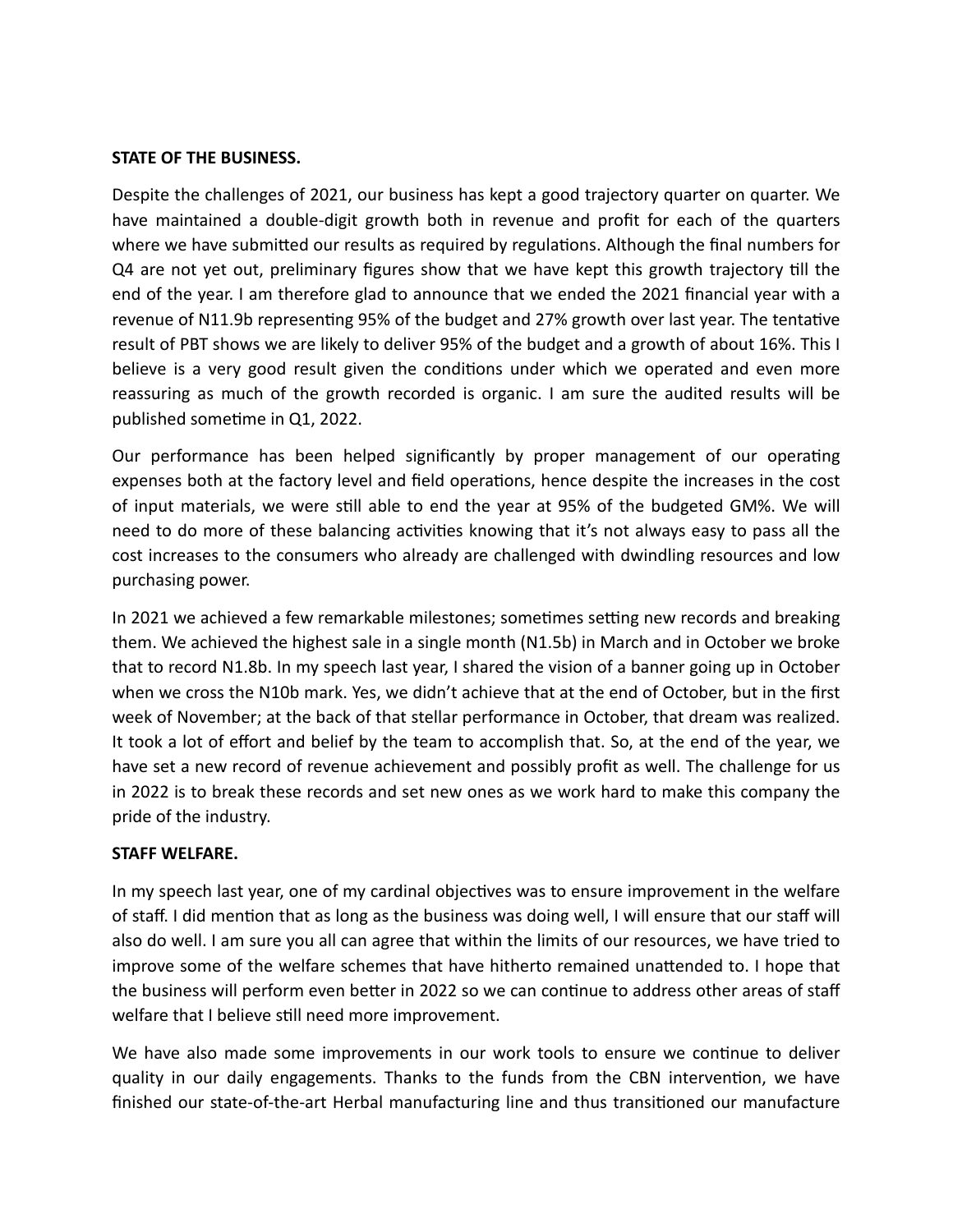**STATE OF THE BUSINESS.**

Despite the challenges of 2021, our business has kept a good trajectory quarter on quarter. We have maintained a double-digit growth both in revenue and profit for each of the quarters where we have submitted our results as required by regulations. Although the final numbers for Q4 are not yet out, preliminary figures show that we have kept this growth trajectory till the end of the year. I am therefore glad to announce that we ended the 2021 financial year with a revenue of N11.9b representing 95% of the budget and 27% growth over last year. The tentative result of PBT shows we are likely to deliver 95% of the budget and a growth of about 16%. This I believe is a very good result given the conditions under which we operated and even more reassuring as much of the growth recorded is organic. I am sure the audited results will be published sometime in Q1, 2022.

Our performance has been helped significantly by proper management of our operating expenses both at the factory level and field operations, hence despite the increases in the cost of input materials, we were still able to end the year at 95% of the budgeted GM%. We will need to do more of these balancing activities knowing that it's not always easy to pass all the cost increases to the consumers who already are challenged with dwindling resources and low purchasing power.

In 2021 we achieved a few remarkable milestones; sometimes setting new records and breaking them. We achieved the highest sale in a single month (N1.5b) in March and in October we broke that to record N1.8b. In my speech last year, I shared the vision of a banner going up in October when we cross the N10b mark. Yes, we didn't achieve that at the end of October, but in the first week of November; at the back of that stellar performance in October, that dream was realized. It took a lot of effort and belief by the team to accomplish that. So, at the end of the year, we have set a new record of revenue achievement and possibly profit as well. The challenge for us in 2022 is to break these records and set new ones as we work hard to make this company the pride of the industry.

**STAFF WELFARE.**

In my speech last year, one of my cardinal objectives was to ensure improvement in the welfare of staff. I did mention that as long as the business was doing well, I will ensure that our staff will also do well. I am sure you all can agree that within the limits of our resources, we have tried to improve some of the welfare schemes that have hitherto remained unattended to. I hope that the business will perform even better in 2022 so we can continue to address other areas of staff welfare that I believe still need more improvement.

We have also made some improvements in our work tools to ensure we continue to deliver quality in our daily engagements. Thanks to the funds from the CBN intervention, we have finished our state-of-the-art Herbal manufacturing line and thus transitioned our manufacture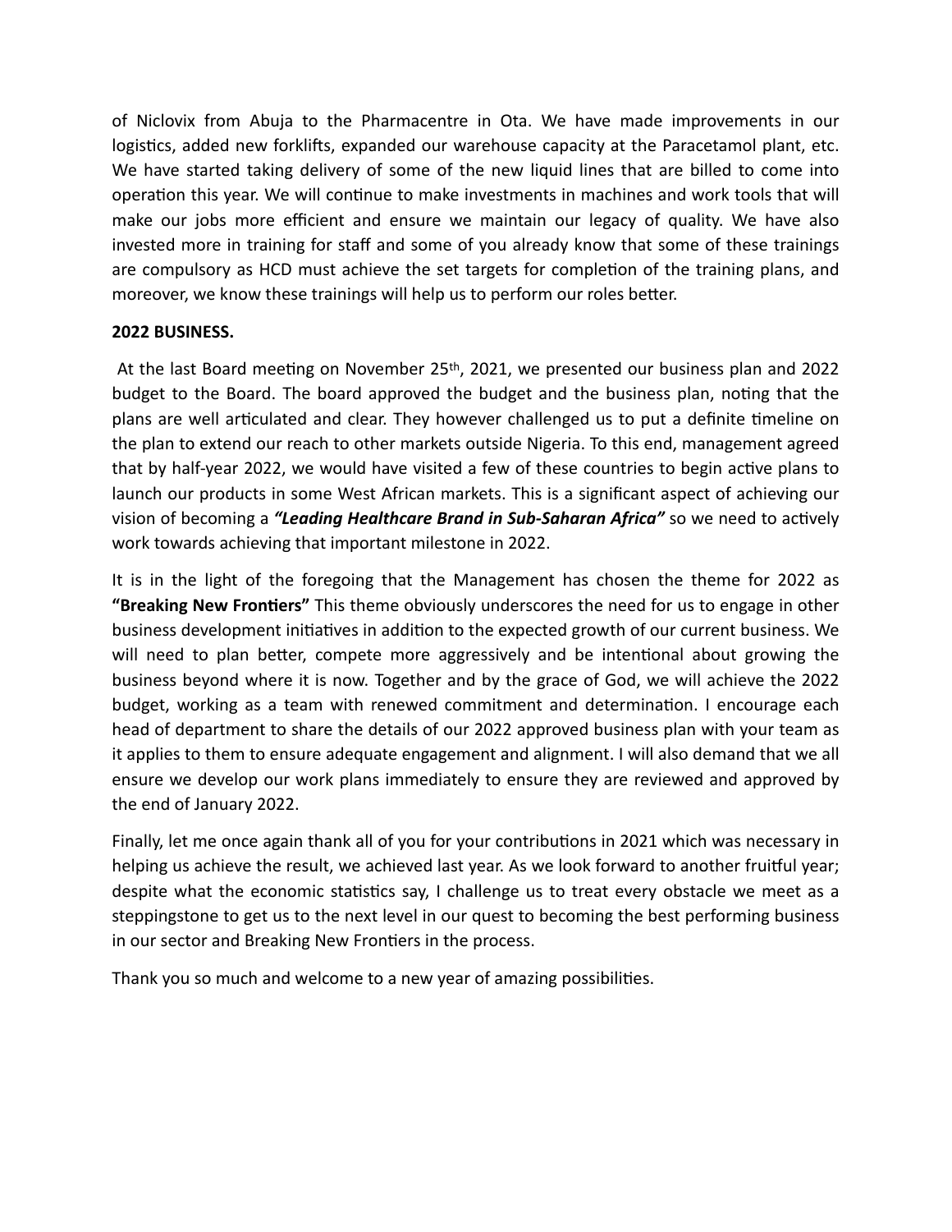of Niclovix from Abuja to the Pharmacentre in Ota. We have made improvements in our logistics, added new forklifts, expanded our warehouse capacity at the Paracetamol plant, etc. We have started taking delivery of some of the new liquid lines that are billed to come into operation this year. We will continue to make investments in machines and work tools that will make our jobs more efficient and ensure we maintain our legacy of quality. We have also invested more in training for staff and some of you already know that some of these trainings are compulsory as HCD must achieve the set targets for completion of the training plans, and moreover, we know these trainings will help us to perform our roles better.

**2022 BUSINESS.**

At the last Board meeting on November 25th, 2021, we presented our business plan and 2022 budget to the Board. The board approved the budget and the business plan, noting that the plans are well articulated and clear. They however challenged us to put a definite timeline on the plan to extend our reach to other markets outside Nigeria. To this end, management agreed that by half-year 2022, we would have visited a few of these countries to begin active plans to launch our products in some West African markets. This is a significant aspect of achieving our vision of becoming a ***"Leading Healthcare Brand in Sub-Saharan Africa"*** so we need to actively work towards achieving that important milestone in 2022.

It is in the light of the foregoing that the Management has chosen the theme for 2022 as **"Breaking New Frontiers"** This theme obviously underscores the need for us to engage in other business development initiatives in addition to the expected growth of our current business. We will need to plan better, compete more aggressively and be intentional about growing the business beyond where it is now. Together and by the grace of God, we will achieve the 2022 budget, working as a team with renewed commitment and determination. I encourage each head of department to share the details of our 2022 approved business plan with your team as it applies to them to ensure adequate engagement and alignment. I will also demand that we all ensure we develop our work plans immediately to ensure they are reviewed and approved by the end of January 2022.

Finally, let me once again thank all of you for your contributions in 2021 which was necessary in helping us achieve the result, we achieved last year. As we look forward to another fruitful year; despite what the economic statistics say, I challenge us to treat every obstacle we meet as a steppingstone to get us to the next level in our quest to becoming the best performing business in our sector and Breaking New Frontiers in the process.

Thank you so much and welcome to a new year of amazing possibilities.